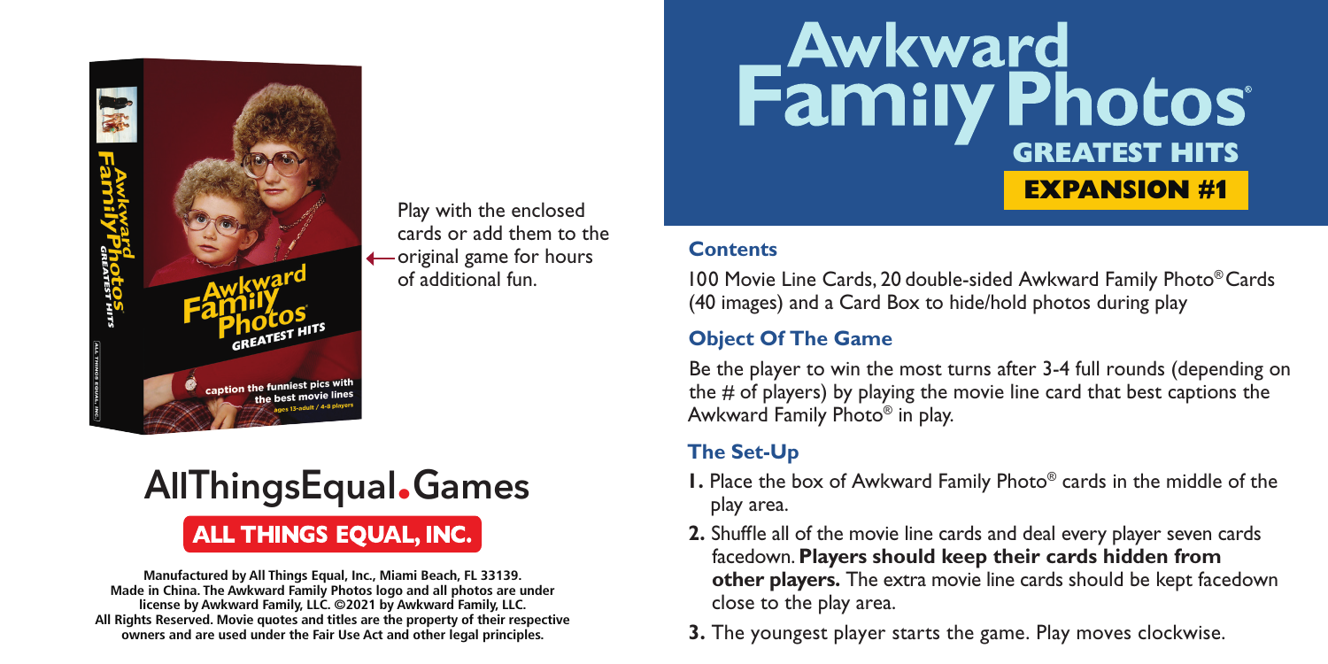Play with the enclosed cards or add them to the original game for hours of additional fun.

# AllThingsEqual.Games

**ALL THINGS EQUAL, INC.**

**Manufactured by All Things Equal, Inc., Miami Beach, FL 33139. Made in China. The Awkward Family Photos logo and all photos are under license by Awkward Family, LLC. ©2021 by Awkward Family, LLC. All Rights Reserved. Movie quotes and titles are the property of their respective owners and are used under the Fair Use Act and other legal principles.**

# Awkward Family Photos® GREATEST HITS

## EXPANSION #1

### Contents

100 Movie Line Cards, 20 double-sided Awkward Family Photo® Cards (40 images) and a Card Box to hide/hold photos during play

### Object Of The Game

Be the player to win the most turns after 3-4 full rounds (depending on the # of players) by playing the movie line card that best captions the Awkward Family Photo® in play.

### The Set-Up

1. Place the box of Awkward Family Photo® cards in the middle of the play area.
2. Shuffle all of the movie line cards and deal every player seven cards facedown. **Players should keep their cards hidden from other players.** The extra movie line cards should be kept facedown close to the play area.
3. The youngest player starts the game. Play moves clockwise.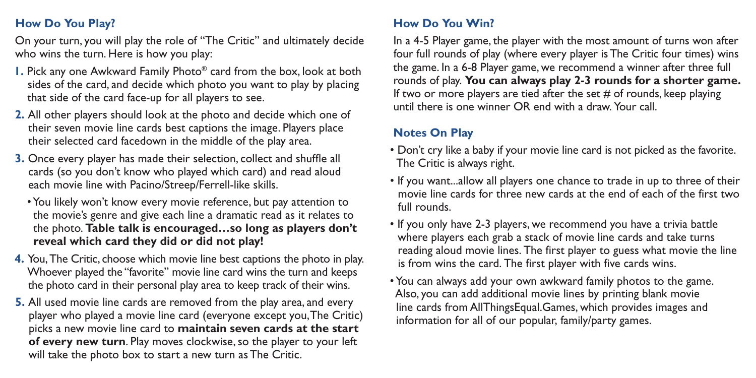## How Do You Play?

On your turn, you will play the role of "The Critic" and ultimately decide who wins the turn. Here is how you play:

1. Pick any one Awkward Family Photo® card from the box, look at both sides of the card, and decide which photo you want to play by placing that side of the card face-up for all players to see.
2. All other players should look at the photo and decide which one of their seven movie line cards best captions the image. Players place their selected card facedown in the middle of the play area.
3. Once every player has made their selection, collect and shuffle all cards (so you don't know who played which card) and read aloud each movie line with Pacino/Streep/Ferrell-like skills.
   - You likely won't know every movie reference, but pay attention to the movie's genre and give each line a dramatic read as it relates to the photo. **Table talk is encouraged…so long as players don't reveal which card they did or did not play!**
4. You, The Critic, choose which movie line best captions the photo in play. Whoever played the "favorite" movie line card wins the turn and keeps the photo card in their personal play area to keep track of their wins.
5. All used movie line cards are removed from the play area, and every player who played a movie line card (everyone except you, The Critic) picks a new movie line card to **maintain seven cards at the start of every new turn**. Play moves clockwise, so the player to your left will take the photo box to start a new turn as The Critic.

## How Do You Win?

In a 4-5 Player game, the player with the most amount of turns won after four full rounds of play (where every player is The Critic four times) wins the game. In a 6-8 Player game, we recommend a winner after three full rounds of play. **You can always play 2-3 rounds for a shorter game.** If two or more players are tied after the set # of rounds, keep playing until there is one winner OR end with a draw. Your call.

## Notes On Play

- Don't cry like a baby if your movie line card is not picked as the favorite. The Critic is always right.
- If you want...allow all players one chance to trade in up to three of their movie line cards for three new cards at the end of each of the first two full rounds.
- If you only have 2-3 players, we recommend you have a trivia battle where players each grab a stack of movie line cards and take turns reading aloud movie lines. The first player to guess what movie the line is from wins the card. The first player with five cards wins.
- You can always add your own awkward family photos to the game. Also, you can add additional movie lines by printing blank movie line cards from AllThingsEqual.Games, which provides images and information for all of our popular, family/party games.